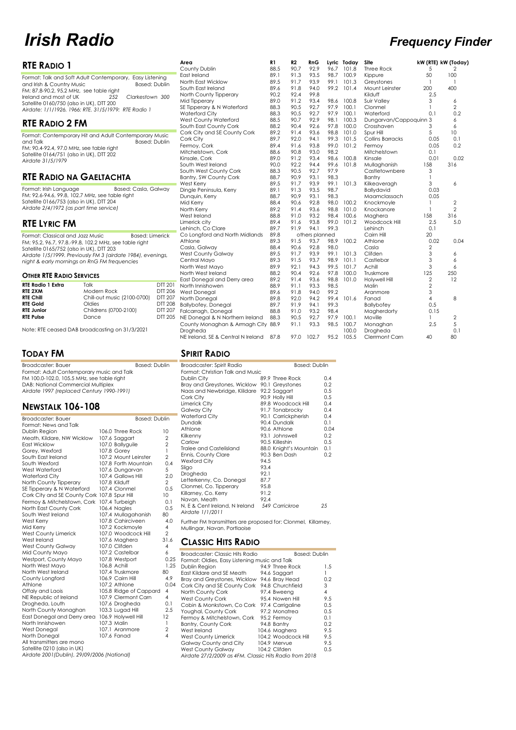# Irish Radio

## Frequency Finder

## RTE Radio 1

Format: Talk and Soft Adult Contemporary, Easy Listening and Irish & Country Music — Based: Dublin
FM: 87.8-90.2, 95.2 MHz, see table right
Ireland and most of UK — 252 — Clarkestown 300
Satellite 0160/750 (also in UK), DTT 200
*Airdate: 1/1/1926. 1966: RTE. 31/5/1979: RTE Radio 1*

## RTE Radio 2 FM

Format: Contemporary Hit and Adult Contemporary Music and Talk — Based: Dublin
FM: 90.4-92.4, 97.0 MHz, see table right
Satellite 0164/751 (also in UK), DTT 202
*Airdate 31/5/1979*

## RTE Radio na Gaeltachta

Format: Irish Language — Based: Casla, Galway
FM: 92.6-94.6, 99.8, 102.7 MHz, see table right
Satellite 0166/753 (also in UK), DTT 204
*Airdate 2/4/1972 (as part time service)*

## RTE Lyric FM

Format: Classical and Jazz Music — Based: Limerick
FM: 95.2, 96.7, 97.8.-99.8, 102.2 MHz, see table right
Satellite 0165/752 (also in UK), DTT 203
*Airdate 1/5/1999. Previously FM 3 (airdate 1984), evenings, night & early mornings on RnG FM frequencies*

### Other RTE Radio Services

| | | |
|---|---|---|
| **RTE Radio 1 Extra** | Talk | DTT 201 |
| **RTE 2XM** | Modern Rock | DTT 206 |
| **RTE Chill** | Chill-out music (2100-0700) | DTT 207 |
| **RTE Gold** | Oldies | DTT 208 |
| **RTE Junior** | Childrens (0700-2100) | DTT 207 |
| **RTE Pulse** | Dance | DTT 205 |

Note: RTE ceased DAB broadcasting on 31/3/2021

| Area | R1 | R2 | RnG | Lyric | Today | Site | kW (RTE) | kW (Today) |
|---|---|---|---|---|---|---|---|---|
| County Dublin | 88.5 | 90.7 | 92.9 | 96.7 | 101.8 | Three Rock | 5 | 2 |
| East Ireland | 89.1 | 91.3 | 93.5 | 98.7 | 100.9 | Kippure | 50 | 100 |
| North East Wicklow | 89.5 | 91.7 | 93.9 | 99.1 | 101.3 | Greystones | 1 | 1 |
| South East Ireland | 89.6 | 91.8 | 94.0 | 99.2 | 101.4 | Mount Leinster | 200 | 400 |
| North County Tipperary | 90.2 | 92.4 | 99.8 | | | Kilduff | 2.5 | |
| Mid Tipperary | 89.0 | 91.2 | 93.4 | 98.6 | 100.8 | Suir Valley | 3 | 6 |
| SE Tipperary & N Waterford | 88.3 | 90.5 | 92.7 | 97.9 | 100.1 | Clonmel | 1 | 2 |
| Waterford City | 88.3 | 90.5 | 92.7 | 97.9 | 100.1 | Waterford | 0.1 | 0.2 |
| West County Waterford | 88.5 | 90.7 | 92.9 | 98.1 | 100.3 | Dungarvan/Cappoquinn | 3 | 6 |
| South East County Cork | 88.2 | 90.4 | 92.6 | 97.8 | 100.0 | Crosshaven | 3 | 6 |
| Cork City and SE County Cork | 89.2 | 91.4 | 93.6 | 98.8 | 101.0 | Spur Hill | 5 | 10 |
| Cork City | 89.7 | 92.0 | 94.1 | 99.3 | 101.5 | Collins Barracks | 0.05 | 0.1 |
| Fermoy, Cork | 89.4 | 91.6 | 93.8 | 99.0 | 101.2 | Fermoy | 0.05 | 0.2 |
| Mitchelstown, Cork | 88.6 | 90.8 | 93.0 | 98.2 | | Mitchelstown | 0.1 | |
| Kinsale, Cork | 89.0 | 91.2 | 93.4 | 98.6 | 100.8 | Kinsale | 0.01 | 0.02 |
| South West Ireland | 90.0 | 92.2 | 94.4 | 99.6 | 101.8 | Mullaghanish | 158 | 316 |
| South West County Cork | 88.3 | 90.5 | 92.7 | 97.9 | | Castletownbere | 3 | |
| Bantry, SW County Cork | 88.7 | 90.9 | 93.1 | 98.3 | | Bantry | 1 | |
| West Kerry | 89.5 | 91.7 | 93.9 | 99.1 | 101.3 | Kilkeaveragh | 3 | 6 |
| Dingle Peninsula, Kerry | 89.1 | 91.3 | 93.5 | 98.7 | | Ballydavid | 0.03 | |
| Dunquin, Kerry | 88.7 | 90.9 | 93.1 | 98.3 | | Maamclassach | 0.05 | |
| Mid Kerry | 88.4 | 90.6 | 92.8 | 98.0 | 100.2 | Knockmoyle | 1 | 2 |
| North Kerry | 89.2 | 91.4 | 93.6 | 98.8 | 101.0 | Knockanore | 1 | 2 |
| West Ireland | 88.8 | 91.0 | 93.2 | 98.4 | 100.6 | Maghera | 158 | 316 |
| Limerick city | 89.4 | 91.6 | 93.8 | 99.0 | 101.2 | Woodcock Hill | 2.5 | 5.0 |
| Lehinch, Co Clare | 89.7 | 91.9 | 94.1 | 99.3 | | Lehinch | 0.1 | |
| Co Longford and North Midlands | 89.8 | others planned | | | | Cairn Hill | 20 | |
| Athlone | 89.3 | 91.5 | 93.7 | 98.9 | 100.2 | Athlone | 0.02 | 0.04 |
| Casla, Galway | 88.4 | 90.6 | 92.8 | 98.0 | | Casla | 2 | |
| West County Galway | 89.5 | 91.7 | 93.9 | 99.1 | 101.3 | Clifden | 3 | 6 |
| Central Mayo | 89.3 | 91.5 | 93.7 | 98.9 | 101.1 | Castlebar | 3 | 6 |
| North West Mayo | 89.9 | 92.1 | 94.3 | 99.5 | 101.7 | Achill | 3 | 6 |
| North West Ireland | 88.2 | 90.4 | 92.6 | 97.8 | 100.0 | Truskmore | 125 | 250 |
| East Donegal and Derry area | 89.2 | 91.4 | 93.6 | 98.8 | 101.0 | Holywell Hill | 2 | 12 |
| North Innishowen | 88.9 | 91.1 | 93.3 | 98.5 | | Malin | 2 | |
| West Donegal | 89.6 | 91.8 | 94.0 | 99.2 | | Aranmore | 3 | |
| North Donegal | 89.8 | 92.0 | 94.2 | 99.4 | 101.6 | Fanad | 4 | 8 |
| Ballybofey, Donegal | 89.7 | 91.9 | 94.1 | 99.3 | | Ballybofey | 0.5 | |
| Falcarragh, Donegal | 88.8 | 91.0 | 93.2 | 98.4 | | Magherdorty | 0.15 | |
| NE Donegal & N Northern Ireland | 88.3 | 90.5 | 92.7 | 97.9 | 100.1 | Moville | 1 | 2 |
| County Monaghan & Armagh City | 88.9 | 91.1 | 93.3 | 98.5 | 100.7 | Monaghan | 2.5 | 5 |
| Drogheda | | | | | 100.0 | Drogheda | | 0.1 |
| NE Ireland, SE & Central N Ireland | 87.8 | 97.0 | 102.7 | 95.2 | 105.5 | Clermont Carn | 40 | 80 |

## Today FM

Broadcaster: Bauer — Based: Dublin
Format: Adult Contemporary music and Talk
FM 100.0-102.0, 105.5 MHz, see table right
DAB: National Commercial Multiplex
*Airdate 1997 (replaced Century 1990-1991)*

## Newstalk 106-108

Broadcaster: Bauer — Based: Dublin
Format: News and Talk

| | | |
|---|---|---|
| Dublin Region | 106.0 Three Rock | 10 |
| Meath, Kildare, NW Wicklow | 107.6 Saggart | 2 |
| East Wicklow | 107.0 Ballyguile | 2 |
| Gorey, Wexford | 107.8 Gorey | 1 |
| South East Ireland | 107.2 Mount Leinster | 2 |
| South Wexford | 107.8 Forth Mountain | 0.4 |
| West Waterford | 107.6 Dungarvan | 5 |
| Waterford City | 107.4 Gallows Hill | 2.0 |
| North County Tipperary | 107.8 Kilduff | 2 |
| SE Tipperary & N Waterford | 107.4 Clonmel | 0.5 |
| Cork City and SE County Cork | 107.8 Spur Hill | 10 |
| Fermoy & Mitchelstown, Cork | 107.4 Turbeigh | 0.1 |
| North East County Cork | 106.4 Nagles | 0.5 |
| South West Ireland | 107.4 Mullaghanish | 80 |
| West Kerry | 107.8 Cahirciveen | 4.0 |
| Mid Kerry | 107.2 Kockmoyle | 4 |
| West County Limerick | 107.0 Woodcock Hill | 2 |
| West Ireland | 107.6 Maghera | 31.6 |
| West County Galway | 107.0 Clifden | 4 |
| Mid County Mayo | 107.2 Castelbar | 6 |
| Westport, County Mayo | 107.8 Westport | 0.25 |
| North West Mayo | 106.8 Achill | 1.25 |
| North West Ireland | 107.4 Truskmore | 80 |
| County Longford | 106.9 Cairn Hill | 4.9 |
| Athlone | 107.2 Athlone | 0.04 |
| Offaly and Laois | 105.8 Ridge of Cappard | 4 |
| NE Republic of Ireland | 107.9 Clermont Carn | 4 |
| Drogheda, Louth | 107.6 Drogheda | 0.1 |
| North County Monaghan | 103.3 Lugad Hill | 2.5 |
| East Donegal and Derry area | 106.9 Holywell Hill | 12 |
| North Innishowen | 107.3 Malin | 1 |
| West Donegal | 107.1 Aranmore | 2 |
| North Donegal | 107.6 Fanad | 4 |

All transmitters are mono
Satellite 0210 (also in UK)
*Airdate 2001(Dublin), 29/09/2006 (National)*

## Spirit Radio

Broadcaster: Spirit Radio — Based: Dublin
Format: Christian Talk and Music

| | | |
|---|---|---|
| Dublin City | 89.9 Three Rock | 0.4 |
| Bray and Greystones, Wicklow | 90.1 Greystones | 0.2 |
| Naas and Newbridge, Kildare | 92.2 Saggart | 0.5 |
| Cork City | 90.9 Holly Hill | 0.5 |
| Limerick CIty | 89.8 Woodcock Hill | 0.4 |
| Galway City | 91.7 Tonabrocky | 0.4 |
| Waterford City | 90.1 Carrickpherish | 0.4 |
| Dundalk | 90.4 Dundalk | 0.1 |
| Athlone | 90.6 Athlone | 0.04 |
| Kilkenny | 93.1 Johnswell | 0.2 |
| Carlow | 90.5 Killeshin | 0.5 |
| Tralee and Castleisland | 88.0 Knight's Mountain | 0.1 |
| Ennis, County Clare | 90.3 Ben Dash | 0.2 |
| Wexford City | 94.5 | |
| Sligo | 93.4 | |
| Drogheda | 92.1 | |
| Letterkenny, Co. Donegal | 87.7 | |
| Clonmel, Co. Tipperary | 95.8 | |
| Killarney, Co. Kerry | 91.2 | |
| Navan, Meath | 92.4 | |
| N, E & Cent Ireland, N Ireland | 549 Carrickroe | 25 |

*Airdate 1/1/2011*

Further FM transmitters are proposed for: Clonmel, Killarney, Mullingar, Navan. Portlaoise

## Classic Hits Radio

Broadcaster: Classic Hits Radio — Based: Dublin
Format: Oldies, Easy Listening music and Talk

| | | |
|---|---|---|
| Dublin Region | 94.9 Three Rock | 1.5 |
| East Kildare and Meath | 94.6 Saggart | 1 |
| Bray and Greystones, Wicklow | 94.6 Bray Head | 0.2 |
| Cork City and SE County Cork | 94.8 Churchfield | 3 |
| North County Cork | 97.4 Bweeng | 4 |
| West County Cork | 95.4 Nowen Hill | 9.5 |
| Cobin & Monkstown, Co Cork | 97.4 Carrigaline | 0.5 |
| Youghal, County Cork | 97.2 Monatrea | 0.5 |
| Fermoy & Mitchelstown, Cork | 95.2 Fermoy | 0.1 |
| Bantry, County Cork | 94.8 Bantry | 0.2 |
| West Ireland | 104.6 Maghera | 9.5 |
| West County Limerick | 104.2 Woodcock Hill | 9.5 |
| Galway County and City | 104.9 Mervue | 9.5 |
| West County Galway | 104.2 Clifden | 0.5 |

*Airdate 27/2/2009 as 4FM. Classic Hits Radio from 2018*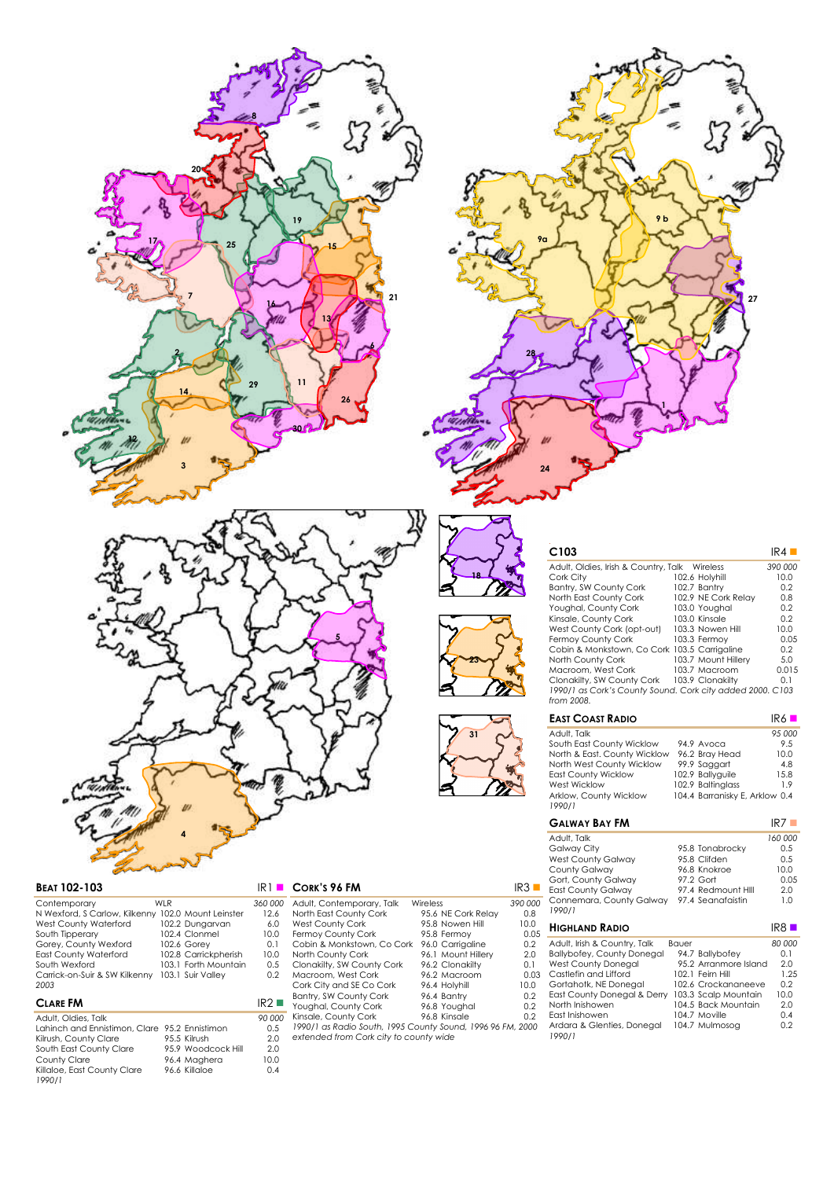## C103 — IR4

| Adult, Oldies, Irish & Country, Talk | Wireless | 390 000 |
|---|---|---|
| Cork City | 102.6 Holyhill | 10.0 |
| Bantry, SW County Cork | 102.7 Bantry | 0.2 |
| North East County Cork | 102.9 NE Cork Relay | 0.8 |
| Youghal, County Cork | 103.0 Youghal | 0.2 |
| Kinsale, County Cork | 103.0 Kinsale | 0.2 |
| West County Cork (opt-out) | 103.3 Nowen Hill | 10.0 |
| Fermoy County Cork | 103.3 Fermoy | 0.05 |
| Cobin & Monkstown, Co Cork | 103.5 Carrigaline | 0.2 |
| North County Cork | 103.7 Mount Hillery | 5.0 |
| Macroom, West Cork | 103.7 Macroom | 0.015 |
| Clonakilty, SW County Cork | 103.9 Clonakilty | 0.1 |

*1990/1 as Cork's County Sound. Cork city added 2000. C103 from 2008.*

## East Coast Radio — IR6

| Adult, Talk | | 95 000 |
|---|---|---|
| South East County Wicklow | 94.9 Avoca | 9.5 |
| North & East. County Wicklow | 96.2 Bray Head | 10.0 |
| North West County Wicklow | 99.9 Saggart | 4.8 |
| East County Wicklow | 102.9 Ballyguile | 15.8 |
| West Wicklow | 102.9 Baltinglass | 1.9 |
| Arklow, County Wicklow | 104.4 Barranisky E, Arklow | 0.4 |

*1990/1*

## Galway Bay FM — IR7

| Adult, Talk | | 160 000 |
|---|---|---|
| Galway City | 95.8 Tonabrocky | 0.5 |
| West County Galway | 95.8 Clifden | 0.5 |
| County Galway | 96.8 Knockroe | 10.0 |
| Gort, County Galway | 97.2 Gort | 0.05 |
| East County Galway | 97.4 Redmount Hill | 2.0 |
| Connemara, County Galway | 97.4 Seanafaistin | 1.0 |

*1990/1*

## Highland Radio — IR8

| Adult, Irish & Country, Talk | Bauer | 80 000 |
|---|---|---|
| Ballybofey, County Donegal | 94.7 Ballybofey | 0.1 |
| West County Donegal | 95.2 Arranmore Island | 2.0 |
| Castlefin and Lifford | 102.1 Feirn Hill | 1.25 |
| Gortahotk, NE Donegal | 102.6 Crockananeeve | 0.2 |
| East County Donegal & Derry | 103.3 Scalp Mountain | 10.0 |
| North Inishowen | 104.5 Back Mountain | 2.0 |
| East Inishowen | 104.7 Moville | 0.4 |
| Ardara & Glenties, Donegal | 104.7 Mulmosog | 0.2 |

*1990/1*

## Beat 102-103 — IR1

| Contemporary | WLR | 360 000 |
|---|---|---|
| N Wexford, S Carlow, Kilkenny | 102.0 Mount Leinster | 12.6 |
| West County Waterford | 102.2 Dungarvan | 6.0 |
| South Tipperary | 102.4 Clonmel | 10.0 |
| Gorey, County Wexford | 102.6 Gorey | 0.1 |
| East County Waterford | 102.8 Carrickpherish | 10.0 |
| South Wexford | 103.1 Forth Mountain | 0.5 |
| Carrick-on-Suir & SW Kilkenny | 103.1 Suir Valley | 0.2 |

*2003*

## Clare FM — IR2

| Adult, Oldies, Talk | | 90 000 |
|---|---|---|
| Lahinch and Ennistimon, Clare | 95.2 Ennistimon | 0.5 |
| Kilrush, County Clare | 95.5 Kilrush | 2.0 |
| South East County Clare | 95.9 Woodcock Hill | 2.0 |
| County Clare | 96.4 Maghera | 10.0 |
| Killaloe, East County Clare | 96.6 Killaloe | 0.4 |

*1990/1*

## Cork's 96 FM — IR3

| Adult, Contemporary, Talk | Wireless | 390 000 |
|---|---|---|
| North East County Cork | 95.6 NE Cork Relay | 0.8 |
| West County Cork | 95.8 Nowen Hill | 10.0 |
| Fermoy County Cork | 95.8 Fermoy | 0.05 |
| Cobin & Monkstown, Co Cork | 96.0 Carrigaline | 0.2 |
| North County Cork | 96.1 Mount Hillery | 2.0 |
| Clonakilty, SW County Cork | 96.2 Clonakilty | 0.1 |
| Macroom, West Cork | 96.2 Macroom | 0.03 |
| Cork City and SE Co Cork | 96.4 Holyhill | 10.0 |
| Bantry, SW County Cork | 96.4 Bantry | 0.2 |
| Youghal, County Cork | 96.8 Youghal | 0.2 |
| Kinsale, County Cork | 96.8 Kinsale | 0.2 |

*1990/1 as Radio South, 1995 County Sound, 1996 96 FM, 2000 extended from Cork city to county wide*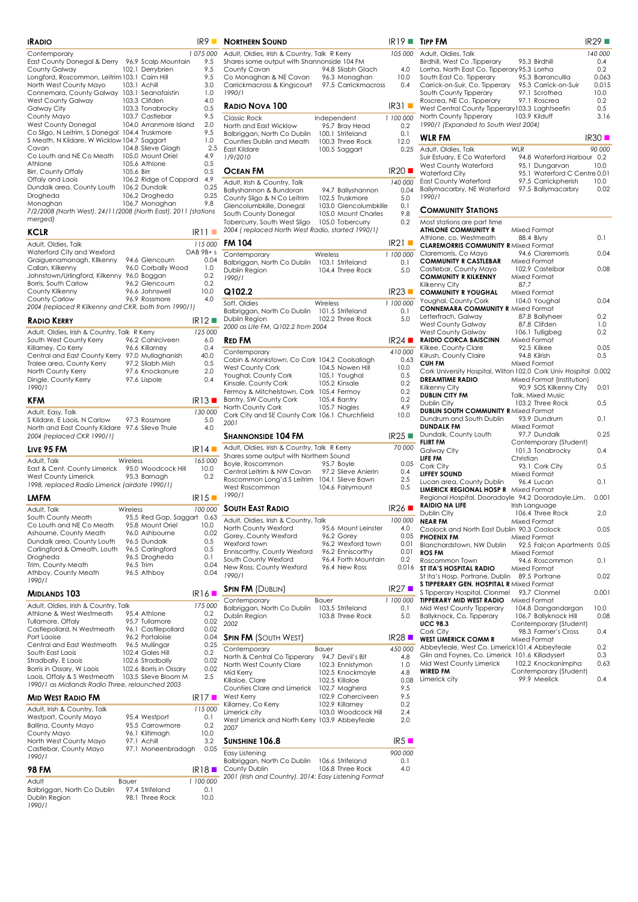## IRADIO — IR9

| Contemporary | | 1 075 000 |
|---|---|---|
| East County Donegal & Derry | 96.9 Scalp Mountain | 9.5 |
| County Galway | 102.1 Derrybrien | 9.5 |
| Longford, Roscommon, Leitrim | 103.1 Cairn Hill | 9.5 |
| North West County Mayo | 103.1 Achill | 3.0 |
| Connemara, County Galway | 103.1 Seanafaistin | 1.0 |
| West County Galway | 103.3 Clifden | 4.0 |
| Galway City | 103.3 Tonabrocky | 0.5 |
| County Mayo | 103.7 Castlebar | 9.5 |
| West County Donegal | 104.0 Arranmore Island | 2.0 |
| Co Sligo, N Leitrim, S Donegal | 104.4 Truskmore | 9.5 |
| S Meath, N Kildare, W Wicklow | 104.7 Saggart | 1.0 |
| Cavan | 104.8 Slieve Glagh | 2.5 |
| Co Louth and NE Co Meath | 105.0 Mount Oriel | 4.9 |
| Athlone | 105.6 Athlone | 0.5 |
| Birr, County Offaly | 105.6 Birr | 0.5 |
| Offaly and Laois | 106.2 Ridge of Cappard | 4.9 |
| Dundalk area, County Louth | 106.2 Dundalk | 0.25 |
| Drogheda | 106.2 Drogheda | 0.25 |
| Monaghan | 106.7 Monaghan | 9.8 |

*7/2/2008 (North West). 24/11/2008 (North East). 2011 (stations merged)*

## KCLR — IR11

| Adult, Oldies, Talk | | 115 000 |
|---|---|---|
| Waterford City and Wexford | | DAB 9B+ s |
| Graiguenamanagh, Kilkenny | 94.6 Glencoum | 0.04 |
| Callan, Kilkenny | 96.0 Corbally Wood | 1.0 |
| Johnstown/Urlingford, Kilkenny | 96.0 Boggan | 0.2 |
| Borris, South Carlow | 96.2 Glencoum | 0.2 |
| County Kilkenny | 96.6 Johnswell | 10.0 |
| County Carlow | 96.9 Rossmore | 4.0 |

*2004 (replaced R Kilkenny and CKR, both from 1990/1)*

## RADIO KERRY — IR12

| Adult, Oldies, Irish & Country, Talk | R Kerry | 125 000 |
|---|---|---|
| South West County Kerry | 96.2 Cahirciveen | 6.0 |
| Killarney, Co Kerry | 96.6 Killarney | 0.4 |
| Central and East County Kerry | 97.0 Mullaghanish | 40.0 |
| Tralee area, County Kerry | 97.2 Sliabh Mish | 0.5 |
| North County Kerry | 97.6 Knockanore | 2.0 |
| Dingle, County Kerry | 97.6 Lispole | 0.4 |

*1990/1*

## KFM — IR13

| Adult, Easy, Talk | | 130 000 |
|---|---|---|
| S Kildare, E Laois, N Carlow | 97.3 Rossmore | 5.0 |
| North and East County Kildare | 97.6 Slieve Thule | 4.0 |

*2004 (replaced CKR 1990/1)*

## LIVE 95 FM — IR14

| Adult, Talk | Wireless | 165 000 |
|---|---|---|
| East & Cent. County Limerick | 95.0 Woodcock Hill | 10.0 |
| West County Limerick | 95.3 Barnagh | 0.2 |

*1998, replaced Radio Limerick (airdate 1990/1)*

## LMFM — IR15

| Adult, Talk | Wireless | 100 000 |
|---|---|---|
| South County Meath | 95.5 Red Gap, Saggart | 0.63 |
| Co Louth and NE Co Meath | 95.8 Mount Oriel | 10.0 |
| Ashourne, County Meath | 96.0 Ashbourne | 0.02 |
| Dundalk area, County Louth | 96.5 Dundalk | 0.5 |
| Carlingford & Omeath, Louth | 96.5 Carlingford | 0.5 |
| Drogheda | 96.5 Drogheda | 0.1 |
| Trim, County Meath | 96.5 Trim | 0.04 |
| Athboy, County Meath | 96.5 Athboy | 0.04 |

*1990/1*

## MIDLANDS 103 — IR16

| Adult, Oldies, Irish & Country, Talk | | 175 000 |
|---|---|---|
| Athlone & West Westmeath | 95.4 Athlone | 0.2 |
| Tullamore, Offaly | 95.7 Tullamore | 0.02 |
| Castlepollard, N Westmeath | 96.1 Castlepollard | 0.02 |
| Port Laoise | 96.2 Portaloise | 0.04 |
| Central and East Westmeath | 96.5 Mullingar | 0.25 |
| South East Laois | 102.4 Gales Hill | 0.2 |
| Stradbally, E Laois | 102.6 Stradbally | 0.02 |
| Borris in Ossary, W Laois | 102.6 Borris in Ossary | 0.02 |
| Laois, Offaly & S Westmeath | 103.5 Slieve Bloom M | 2.5 |

*1990/1 as Midlands Radio Three, relaunched 2003*

## MID WEST RADIO FM — IR17

| Adult, Irish & Country, Talk | | 115 000 |
|---|---|---|
| Westport, County Mayo | 95.4 Westport | 0.1 |
| Ballina, County Mayo | 95.5 Carrowmore | 0.2 |
| County Mayo | 96.1 Kiltimagh | 10.0 |
| North West County Mayo | 97.1 Achill | 3.2 |
| Castlebar, County Mayo | 97.1 Moneenbradagh | 0.05 |

*1990/1*

## 98 FM — IR18

| Adult | Bauer | 1 100 000 |
|---|---|---|
| Balbriggan, North Co Dublin | 97.4 Strifeland | 0.1 |
| Dublin Region | 98.1 Three Rock | 10.0 |

*1990/1*

## NORTHERN SOUND — IR19

| Adult, Oldies, Irish & Country, Talk | R Kerry | 105 000 |
|---|---|---|
| Shares some output with Shannonside 104 FM | | |
| County Cavan | 94.8 Sliabh Glach | 4.0 |
| Co Monaghan & NE Cavan | 96.3 Monaghan | 10.0 |
| Carrickmacross & Kingscourt | 97.5 Carrickmacross | 0.4 |

*1990/1*

## RADIO NOVA 100 — IR31

| Classic Rock | Independent | 1 100 000 |
|---|---|---|
| North and East Wicklow | 95.7 Bray Head | 0.2 |
| Balbriggan, North Co Dublin | 100.1 Strifeland | 0.1 |
| Counties Dublin and Meath | 100.3 Three Rock | 12.0 |
| East Kildare | 100.5 Saggart | 0.25 |

*1/9/2010*

## OCEAN FM — IR20

| Adult, Irish & Country, Talk | | 140 000 |
|---|---|---|
| Ballyshannon & Bundoran | 94.7 Ballyshannon | 0.04 |
| County Sligo & N Co Leitrim | 102.5 Truskmore | 5.0 |
| Glencolumbkille, Donegal | 103.0 Glencolumbkille | 0.1 |
| South County Donegal | 105.0 Mount Charles | 9.8 |
| Tobercurry, South West Sligo | 105.0 Tobercurry | 0.2 |

*2004 ( replaced North West Radio, started 1990/1)*

## FM 104 — IR21

| Contemporary | Wireless | 1 100 000 |
|---|---|---|
| Balbriggan, North Co Dublin | 103.1 Strifeland | 0.1 |
| Dublin Region | 104.4 Three Rock | 5.0 |

*1990/1*

## Q102.2 — IR23

| Soft, Oldies | Wireless | 1 100 000 |
|---|---|---|
| Balbriggan, North Co Dublin | 101.5 Strifeland | 0.1 |
| Dublin Region | 102.2 Three Rock | 5.0 |

*2000 as Lite FM, Q102.2 from 2004*

## RED FM — IR24

| Contemporary | | 410 000 |
|---|---|---|
| Cobin & Monkstown, Co Cork | 104.2 Coolsallagh | 0.63 |
| West County Cork | 104.5 Nowen Hill | 10.0 |
| Youghal, County Cork | 105.1 Youghal | 0.5 |
| Kinsale, County Cork | 105.2 Kinsale | 0.2 |
| Fermoy & Mitchelstown, Cork | 105.4 Fermoy | 0.2 |
| Bantry, SW County Cork | 105.4 Bantry | 0.2 |
| North County Cork | 105.7 Nagles | 4.9 |
| Cork City and SE County Cork | 106.1 Churchfield | 10.0 |

*2001*

## SHANNONSIDE 104 FM — IR25

| Adult, Oldies, Irish & Country, Talk | R Kerry | 70 000 |
|---|---|---|
| Shares some output with Northern Sound | | |
| Boyle, Roscommon | 95.7 Boyle | 0.05 |
| Central Leitrim & NW Cavan | 97.2 Slieve Anierin | 0.4 |
| Roscommon Long'd S Leitrim | 104.1 Slieve Bawn | 2.5 |
| West Roscommon | 104.6 Fairymount | 0.5 |

*1990/1*

## SOUTH EAST RADIO — IR26

| Adult, Oldies, Irish & Country, Talk | | 100 000 |
|---|---|---|
| North County Wexford | 95.6 Mount Leinster | 4.0 |
| Gorey, County Wexford | 96.2 Gorey | 0.05 |
| Wexford town | 96.2 Wexford town | 0.01 |
| Enniscorthy, County Wexford | 96.2 Enniscorthy | 0.01 |
| South County Wexford | 96.4 Forth Mountain | 0.2 |
| New Ross, County Wexford | 96.4 New Ross | 0.016 |

*1990/1*

## SPIN FM (DUBLIN) — IR27

| Contemporary | Bauer | 1 100 000 |
|---|---|---|
| Balbriggan, North Co Dublin | 103.5 Strifeland | 0.1 |
| Dublin Region | 103.8 Three Rock | 5.0 |

*2002*

## SPIN FM (SOUTH WEST) — IR28

| Contemporary | Bauer | 450 000 |
|---|---|---|
| North & Central Co Tipperary | 94.7 Devil's Bit | 4.8 |
| North West County Clare | 102.3 Ennistymon | 1.0 |
| Mid Kerry | 102.5 Knockmoyle | 4.8 |
| Killaloe, Clare | 102.5 Killaloe | 0.08 |
| Counties Clare and Limerick | 102.7 Maghera | 9.5 |
| West Kerry | 102.9 Caherciveen | 9.5 |
| Killarney, Co Kerry | 102.9 Killarney | 0.2 |
| Limerick city | 103.0 Woodcock Hill | 2.4 |
| West Limerick and North Kerry | 103.9 Abbeyfeale | 2.0 |

*2007*

## SUNSHINE 106.8 — IR5

| Easy Listening | | 900 000 |
|---|---|---|
| Balbriggan, North Co Dublin | 106.6 Strifeland | 0.1 |
| County Dublin | 106.8 Three Rock | 4.0 |

*2001 (Irish and Country). 2014: Easy Listening Format*

## TIPP FM — IR29

| Adult, Oldies, Talk | | 140 000 |
|---|---|---|
| Birdhill, West Co .Tipperary | 95.3 Birdhill | 0.4 |
| Lorrha, North East Co. Tipperary | 95.3 Lorrha | 0.2 |
| South East Co. Tipperary | 95.3 Barrancullia | 0.063 |
| Carrick-on-Suir, Co. Tipperary | 95.3 Carrick-on-Suir | 0.015 |
| South County Tipperary | 97.1 Scrothea | 10.0 |
| Roscrea, NE Co. Tipperary | 97.1 Roscrea | 0.2 |
| West Central County Tipperary | 103.3 Laghtseefin | 0.5 |
| North County Tipperary | 103.9 Kilduff | 3.16 |

*1990/1 (Expanded to South West 2004)*

## WLR FM — IR30

| Adult, Oldies, Talk | WLR | 90 000 |
|---|---|---|
| Suir Estuary, E Co Waterford | 94.8 Waterford Harbour | 0.2 |
| West County Waterford | 95.1 Dungarvan | 10.0 |
| Waterford City | 95.1 Waterford C Centre | 0.01 |
| East County Waterford | 97.5 Carrickpherish | 10.0 |
| Ballymacarbry, NE Waterford | 97.5 Ballymacarbry | 0.02 |

*1990/1*

## COMMUNITY STATIONS

Most stations are part time

| | | |
|---|---|---|
| **ATHLONE COMMUNITY R** | Mixed Format | |
| Athlone, co. Westmeath | 88.4 Blyry | 0.1 |
| **CLAREMORRIS COMMUNITY R** | Mixed Format | |
| Claremorris, Co Mayo | 94.6 Claremorris | 0.04 |
| **COMMUNITY R CASTLEBAR** | Mixed Format | |
| Castlebar, County Mayo | 102.9 Castelbar | 0.08 |
| **COMMUNITY R KILKENNY** | Mixed Format | |
| Kilkenny City | 87.7 | |
| **COMMUNITY R YOUGHAL** | Mixed Format | |
| Youghal, County Cork | 104.0 Youghal | 0.04 |
| **CONNEMARA COMMUNITY R** | Mixed Format | |
| Letterfrach, Galway | 87.8 Ballyheer | 0.2 |
| West County Galway | 87.8 Clifden | 1.0 |
| West County Galway | 106.1 Tulligbeg | 0.2 |
| **RAIDIO CORCA BAISCINN** | Mixed Format | |
| Kilkee, County Clare | 92.5 Kilkee | 0.05 |
| Kilrush, County Claire | 94.8 Kilrish | 0.5 |
| **CUH FM** | Mixed Format | |
| Cork University Hospital, Wilton | 102.0 Cork Univ Hospital | 0.002 |
| **DREAMTIME RADIO** | Mixed Format (Institution) | |
| Kilkenny City | 90.9 SOS Kilkenny City | 0.01 |
| **DUBLIN CITY FM** | Talk, Mixed Music | |
| Dublin City | 103.2 Three Rock | 0.5 |
| **DUBLIN SOUTH COMMUNITY R** | Mixed Format | |
| Dundrum and South Dublin | 93.9 Dundrum | 0.1 |
| **DUNDALK FM** | Mixed Format | |
| Dundalk, County Louth | 97.7 Dundalk | 0.25 |
| **FLIRT FM** | Contemporary (Student) | |
| Galway City | 101.3 Tonabrocky | 0.4 |
| **LIFE FM** | Christian | |
| Cork City | 93.1 Cork City | 0.5 |
| **LIFFEY SOUND** | Mixed Format | |
| Lucan area, County Dublin | 96.4 Lucan | 0.1 |
| **LIMERICK REGIONAL HOSP R** | Mixed Format | |
| Regional Hospital, Dooradoyle | 94.2 Dooradoyle,Lim. | 0.001 |
| **RAIDIO NA LIFE** | Irish Language | |
| Dublin City | 106.4 Three Rock | 2.0 |
| **NEAR FM** | Mixed Format | |
| Coolock and North East Dublin | 90.3 Coolock | 0.05 |
| **PHOENIX FM** | Mixed Format | |
| Blanchardstown, NW Dublin | 92.5 Falcon Apartments | 0.05 |
| **ROS FM** | Mixed Format | |
| Roscommon Town | 94.6 Roscommon | 0.1 |
| **ST ITA'S HOSPITAL RADIO** | Mixed Format | |
| St Ita's Hosp, Portrane, Dublin | 89.5 Portrane | 0.02 |
| **S TIPPERARY GEN. HOSPITAL R** | Mixed Format | |
| S Tipperary Hospital, Clonmel | 93.7 Clonmel | 0.001 |
| **TIPPERARY MID WEST RADIO** | Mixed Format | |
| Mid West County Tipperary | 104.8 Dangandargan | 10.0 |
| Ballyknock, Co. Tipperary | 106.7 Ballyknock Hill | 0.08 |
| **UCC 98.3** | Contemporary (Student) | |
| Cork City | 98.3 Farmer's Cross | 0.4 |
| **WEST LIMERICK COMM R** | Mixed Format | |
| Abbeyfeale, West Co. Limerick | 101.4 Abbeyfeale | 0.2 |
| Glin and Foynes, Co. Limerick | 101.6 Killadysert | 0.3 |
| Mid West County Limerick | 102.2 Knockanimpha | 0.63 |
| **WIRED FM** | Contemporary (Student) | |
| Limerick city | 99.9 Meelick | 0.4 |